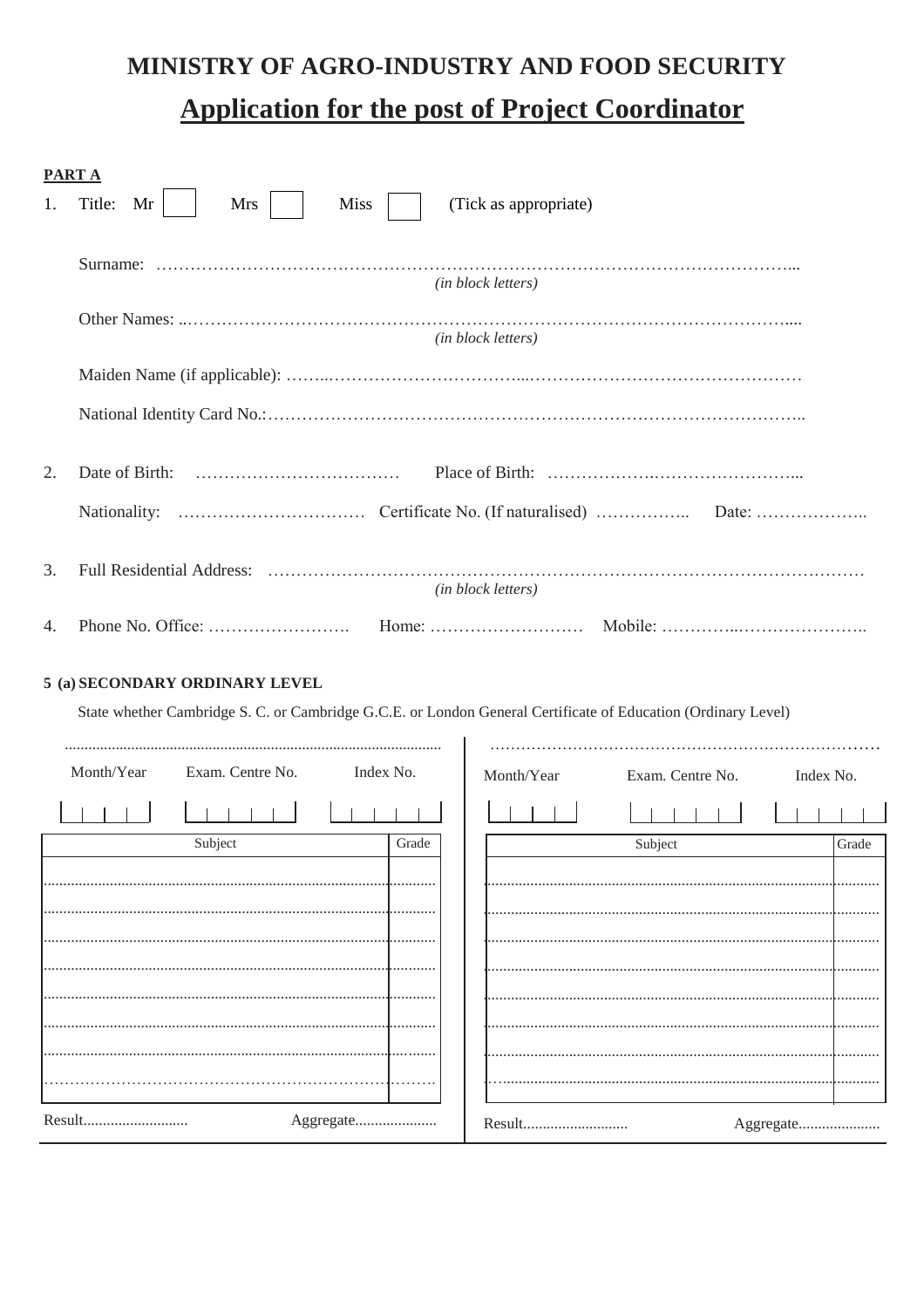# MINISTRY OF AGRO-INDUSTRY AND FOOD SECURITY

## Application for the post of Project Coordinator

**PART A**

1. Title: Mr ☐ Mrs ☐ Miss ☐ (Tick as appropriate)

   Surname: ………………………………………………………………………………………………………...
   *(in block letters)*

   Other Names: ..……………………………………………………………………………………………....
   *(in block letters)*

   Maiden Name (if applicable): ……..……………………………...………………………………………

   National Identity Card No.:………………………………………………………………………………..

2. Date of Birth: ……………………………… Place of Birth: ……………….……………………...

   Nationality: …………………………… Certificate No. (If naturalised) …………….. Date: ………………..

3. Full Residential Address: ……………………………………………………………………………………………
   *(in block letters)*

4. Phone No. Office: ……………………. Home: ……………………… Mobile: …………..…………………..

**5 (a) SECONDARY ORDINARY LEVEL**

State whether Cambridge S. C. or Cambridge G.C.E. or London General Certificate of Education (Ordinary Level)

..............................................................................................

| Month/Year | Exam. Centre No. | Index No. |
|---|---|---|
| | | |

| Subject | Grade |
|---|---|
| | |
| | |
| | |
| | |
| | |
| | |
| | |
| | |

Result........................... Aggregate.....................

……………………………………………………………………

| Month/Year | Exam. Centre No. | Index No. |
|---|---|---|
| | | |

| Subject | Grade |
|---|---|
| | |
| | |
| | |
| | |
| | |
| | |
| | |
| | |

Result........................... Aggregate.....................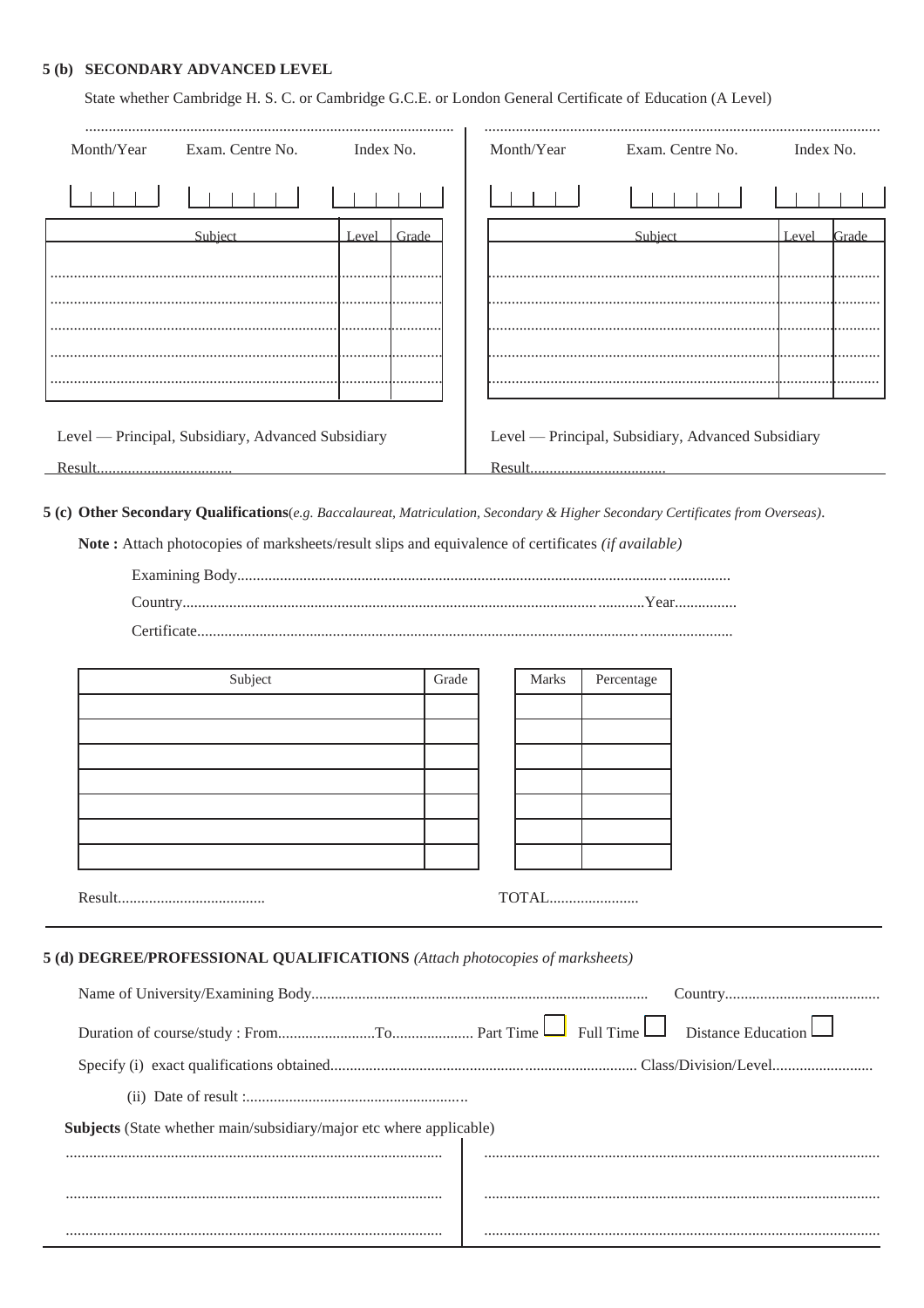## 5 (b) SECONDARY ADVANCED LEVEL

State whether Cambridge H. S. C. or Cambridge G.C.E. or London General Certificate of Education (A Level)

..............................................................................................

| Month/Year | Exam. Centre No. | Index No. |
|---|---|---|
| | | |

| Subject | Level | Grade |
|---|---|---|
| | | |
| | | |
| | | |
| | | |
| | | |

Level — Principal, Subsidiary, Advanced Subsidiary

Result..................................

..............................................................................................

| Month/Year | Exam. Centre No. | Index No. |
|---|---|---|
| | | |

| Subject | Level | Grade |
|---|---|---|
| | | |
| | | |
| | | |
| | | |
| | | |

Level — Principal, Subsidiary, Advanced Subsidiary

Result..................................

## 5 (c) Other Secondary Qualifications(*e.g. Baccalaureat, Matriculation, Secondary & Higher Secondary Certificates from Overseas).*

**Note :** Attach photocopies of marksheets/result slips and equivalence of certificates *(if available)*

Examining Body.............................................................................................................................

Country.......................................................................................................Year................

Certificate......................................................................................................................................

| Subject | Grade |
|---|---|
| | |
| | |
| | |
| | |
| | |
| | |
| | |

| Marks | Percentage |
|---|---|
| | |
| | |
| | |
| | |
| | |
| | |
| | |

Result......................................

TOTAL.......................

## 5 (d) DEGREE/PROFESSIONAL QUALIFICATIONS *(Attach photocopies of marksheets)*

Name of University/Examining Body...................................................................................... Country........................................

Duration of course/study : From.........................To..................... Part Time ☐ Full Time ☐ Distance Education ☐

Specify (i) exact qualifications obtained............................................................................................ Class/Division/Level..........................

(ii) Date of result :.........................................................

**Subjects** (State whether main/subsidiary/major etc where applicable)

................................................................................................ | ................................................................................................

................................................................................................ | ................................................................................................

................................................................................................ | ................................................................................................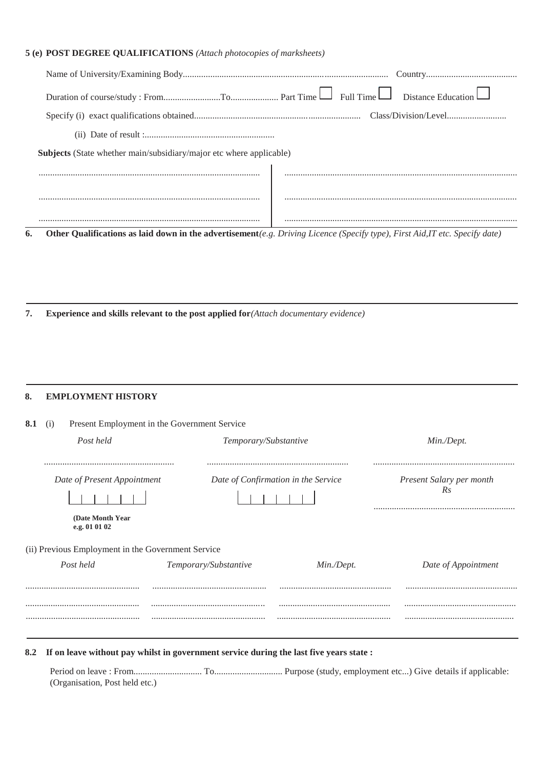**5 (e) POST DEGREE QUALIFICATIONS** *(Attach photocopies of marksheets)*

Name of University/Examining Body.......................................................................................... Country........................................

Duration of course/study : From.........................To..................... Part Time ☐ Full Time ☐ Distance Education ☐

Specify (i) exact qualifications obtained........................................................................ Class/Division/Level..........................

(ii) Date of result :.........................................................

**Subjects** (State whether main/subsidiary/major etc where applicable)

| | |
|---|---|
| ................................................................................................ | ................................................................................................ |
| ................................................................................................ | ................................................................................................ |
| ................................................................................................ | ................................................................................................ |

**6. Other Qualifications as laid down in the advertisement***(e.g. Driving Licence (Specify type), First Aid,IT etc. Specify date)*

**7. Experience and skills relevant to the post applied for***(Attach documentary evidence)*

**8. EMPLOYMENT HISTORY**

**8.1** (i) Present Employment in the Government Service

| *Post held* | *Temporary/Substantive* | *Min./Dept.* |
|---|---|---|
| ........................................................ | ............................................................. | ............................................................. |
| *Date of Present Appointment* | *Date of Confirmation in the Service* | *Present Salary per month Rs* |
| ☐☐☐☐☐☐ | ☐☐☐☐☐☐ | ............................................................. |
| **(Date Month Year e.g. 01 01 02** | | |

(ii) Previous Employment in the Government Service

| *Post held* | *Temporary/Substantive* | *Min./Dept.* | *Date of Appointment* |
|---|---|---|---|
| .................................................. | .................................................. | ................................................. | ................................................. |
| .................................................. | .................................................. | ................................................. | ................................................. |
| .................................................. | .................................................. | ................................................. | ................................................. |

**8.2 If on leave without pay whilst in government service during the last five years state :**

Period on leave : From.............................. To.............................. Purpose (study, employment etc...) Give details if applicable: (Organisation, Post held etc.)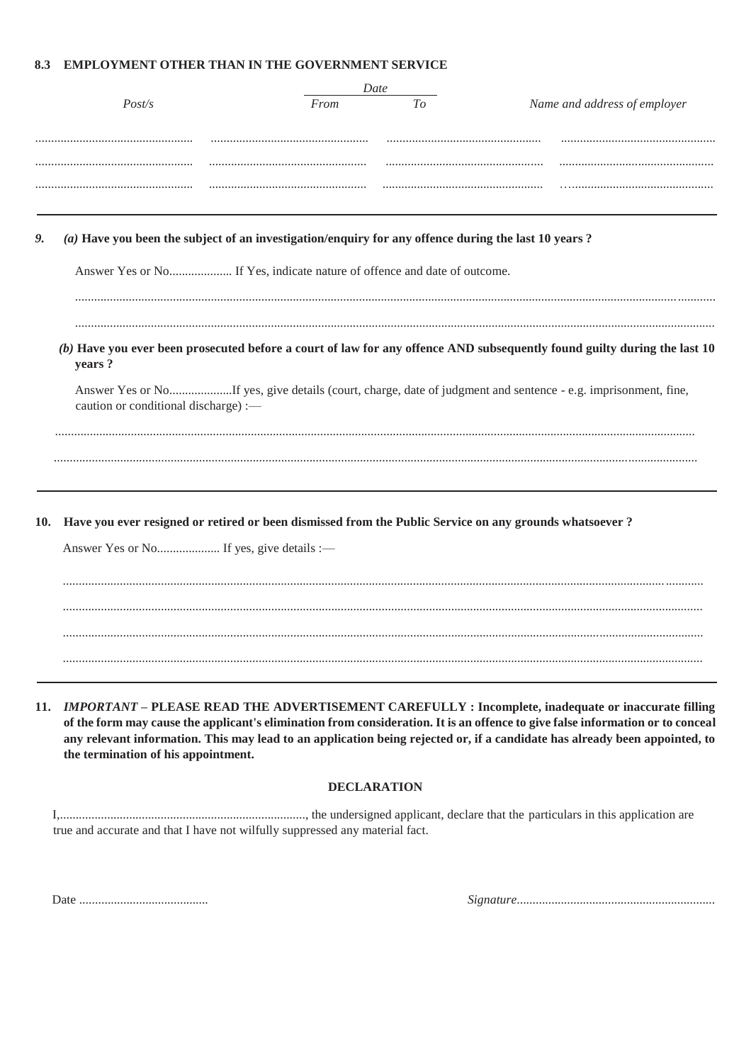## 8.3 EMPLOYMENT OTHER THAN IN THE GOVERNMENT SERVICE

| *Post/s* | *Date* | | *Name and address of employer* |
|---|---|---|---|
| | *From* | *To* | |
| .................................................. | .................................................. | .................................................. | .................................................. |
| .................................................. | .................................................. | .................................................. | .................................................. |
| .................................................. | .................................................. | .................................................. | .................................................. |

---

***9.*** *(a)* **Have you been the subject of an investigation/enquiry for any offence during the last 10 years ?**

Answer Yes or No.................... If Yes, indicate nature of offence and date of outcome.

..........................................................................................................................................................................................................

..........................................................................................................................................................................................................

*(b)* **Have you ever been prosecuted before a court of law for any offence AND subsequently found guilty during the last 10 years ?**

Answer Yes or No....................If yes, give details (court, charge, date of judgment and sentence - e.g. imprisonment, fine, caution or conditional discharge) :—

..........................................................................................................................................................................................................

..........................................................................................................................................................................................................

---

**10. Have you ever resigned or retired or been dismissed from the Public Service on any grounds whatsoever ?**

Answer Yes or No.................... If yes, give details :—

..........................................................................................................................................................................................................

..........................................................................................................................................................................................................

..........................................................................................................................................................................................................

..........................................................................................................................................................................................................

---

**11.** ***IMPORTANT*** **– PLEASE READ THE ADVERTISEMENT CAREFULLY : Incomplete, inadequate or inaccurate filling of the form may cause the applicant's elimination from consideration. It is an offence to give false information or to conceal any relevant information. This may lead to an application being rejected or, if a candidate has already been appointed, to the termination of his appointment.**

### DECLARATION

I,.............................................................................., the undersigned applicant, declare that the particulars in this application are true and accurate and that I have not wilfully suppressed any material fact.

Date .........................................

*Signature*..............................................................